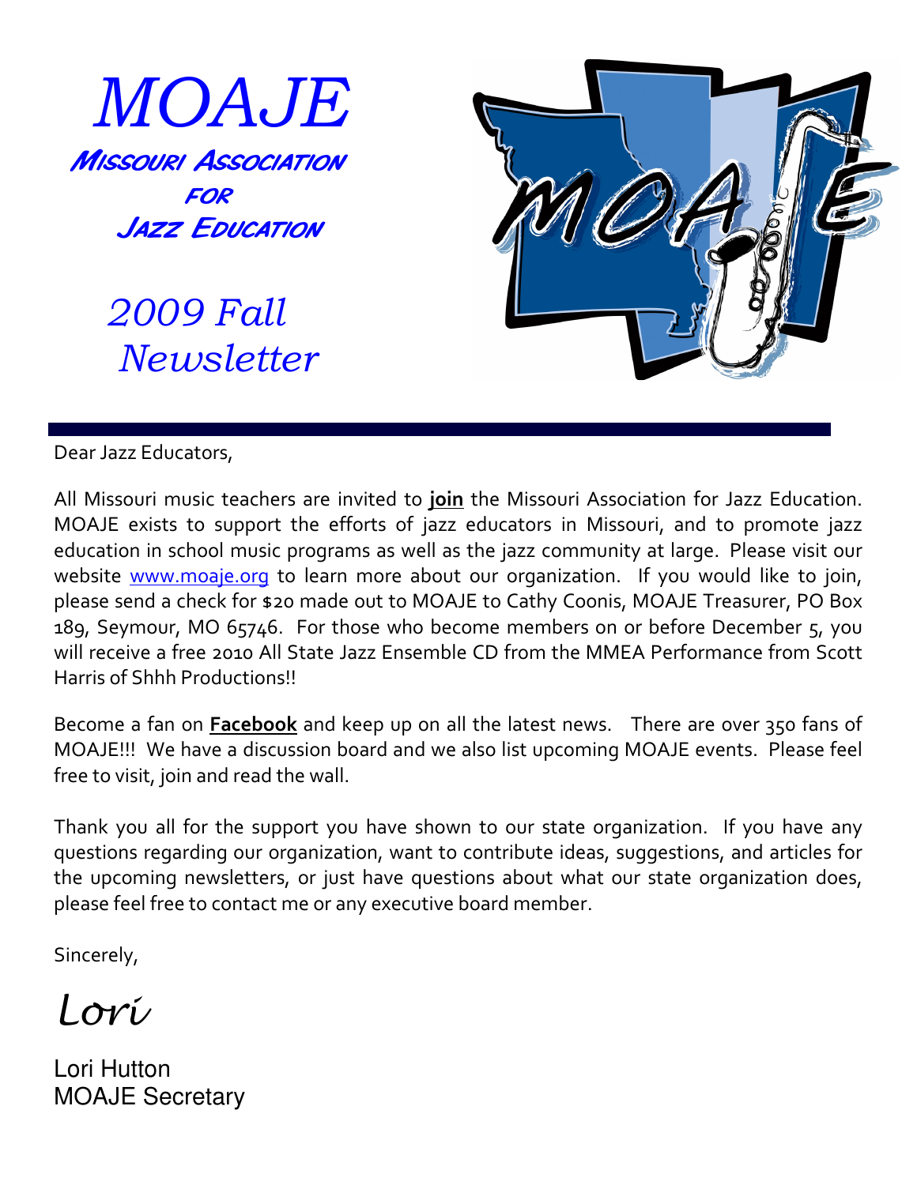# MOAJE

## Missouri Association for Jazz Education

## 2009 Fall Newsletter

Dear Jazz Educators,

All Missouri music teachers are invited to **join** the Missouri Association for Jazz Education. MOAJE exists to support the efforts of jazz educators in Missouri, and to promote jazz education in school music programs as well as the jazz community at large. Please visit our website www.moaje.org to learn more about our organization. If you would like to join, please send a check for $20 made out to MOAJE to Cathy Coonis, MOAJE Treasurer, PO Box 189, Seymour, MO 65746. For those who become members on or before December 5, you will receive a free 2010 All State Jazz Ensemble CD from the MMEA Performance from Scott Harris of Shhh Productions!!

Become a fan on **Facebook** and keep up on all the latest news. There are over 350 fans of MOAJE!!! We have a discussion board and we also list upcoming MOAJE events. Please feel free to visit, join and read the wall.

Thank you all for the support you have shown to our state organization. If you have any questions regarding our organization, want to contribute ideas, suggestions, and articles for the upcoming newsletters, or just have questions about what our state organization does, please feel free to contact me or any executive board member.

Sincerely,

*Lori*

Lori Hutton
MOAJE Secretary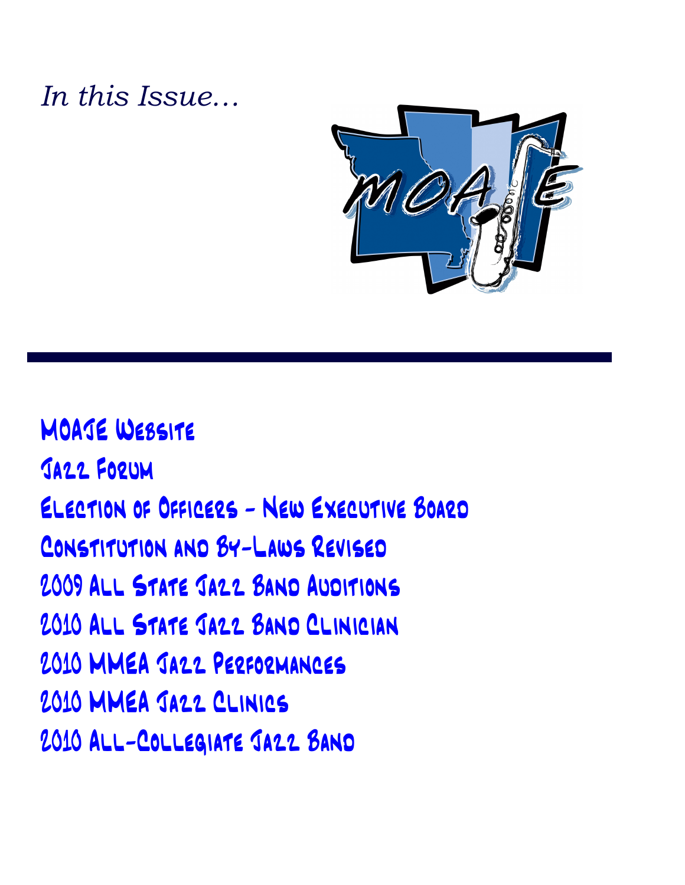*In this Issue…*

MOAJE Website

Jazz Forum

Election of Officers - New Executive Board

Constitution and By-Laws Revised

2009 All State Jazz Band Auditions

2010 All State Jazz Band Clinician

2010 MMEA Jazz Performances

2010 MMEA Jazz Clinics

2010 All-Collegiate Jazz Band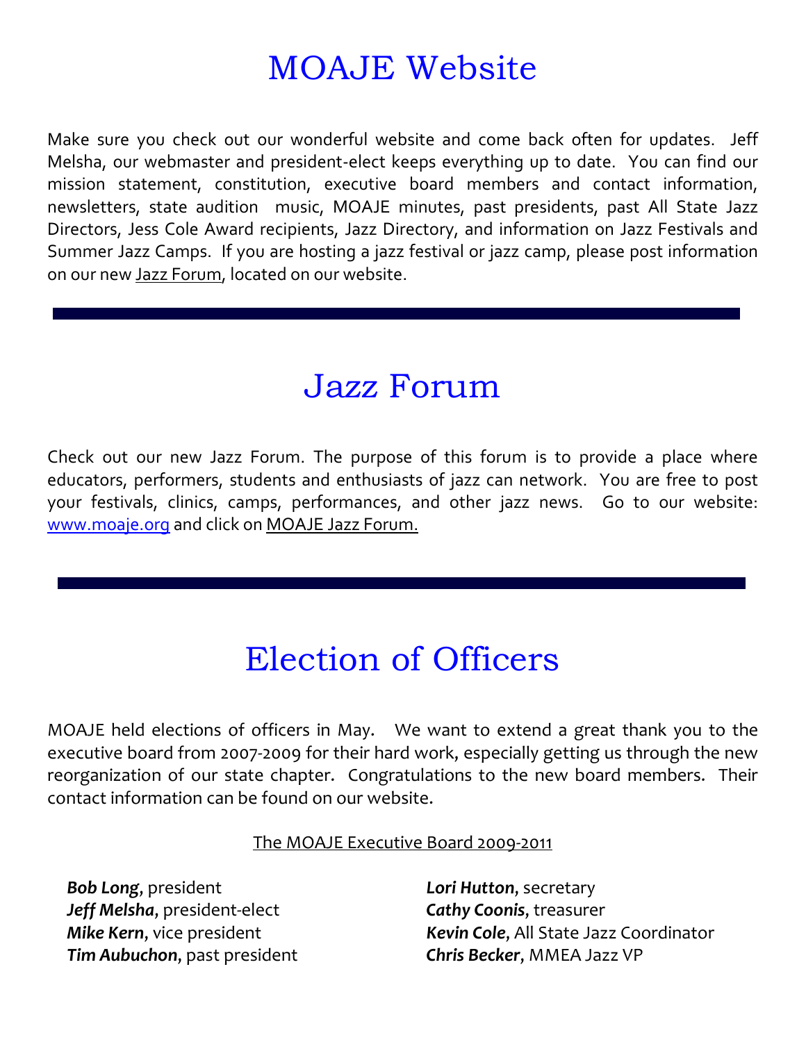# MOAJE Website

Make sure you check out our wonderful website and come back often for updates. Jeff Melsha, our webmaster and president-elect keeps everything up to date. You can find our mission statement, constitution, executive board members and contact information, newsletters, state audition music, MOAJE minutes, past presidents, past All State Jazz Directors, Jess Cole Award recipients, Jazz Directory, and information on Jazz Festivals and Summer Jazz Camps. If you are hosting a jazz festival or jazz camp, please post information on our new Jazz Forum, located on our website.

# Jazz Forum

Check out our new Jazz Forum. The purpose of this forum is to provide a place where educators, performers, students and enthusiasts of jazz can network. You are free to post your festivals, clinics, camps, performances, and other jazz news. Go to our website: www.moaje.org and click on MOAJE Jazz Forum.

# Election of Officers

MOAJE held elections of officers in May. We want to extend a great thank you to the executive board from 2007-2009 for their hard work, especially getting us through the new reorganization of our state chapter. Congratulations to the new board members. Their contact information can be found on our website.

The MOAJE Executive Board 2009-2011

***Bob Long***, president
***Jeff Melsha***, president-elect
***Mike Kern***, vice president
***Tim Aubuchon***, past president
***Lori Hutton***, secretary
***Cathy Coonis***, treasurer
***Kevin Cole***, All State Jazz Coordinator
***Chris Becker***, MMEA Jazz VP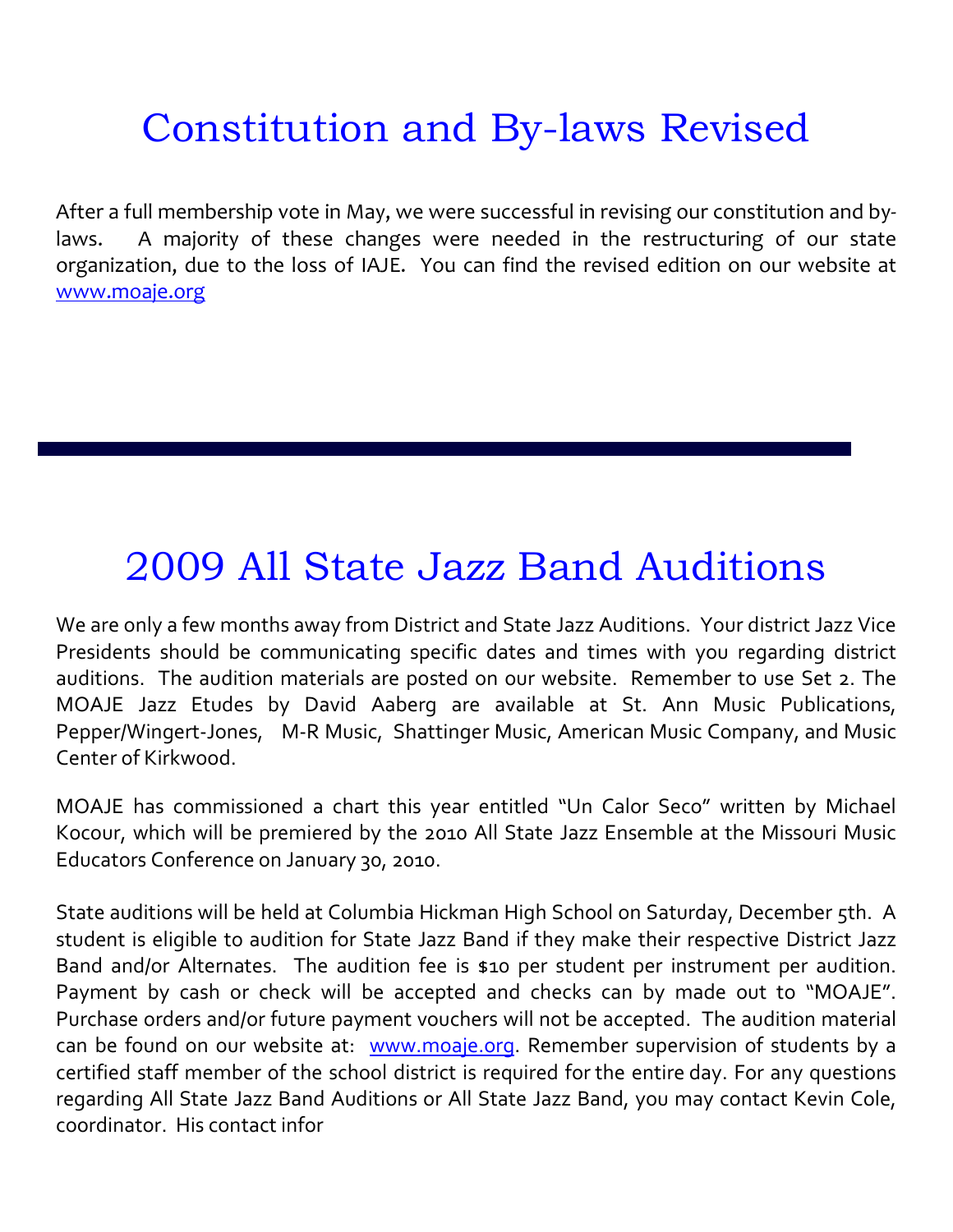# Constitution and By-laws Revised

After a full membership vote in May, we were successful in revising our constitution and by-laws. A majority of these changes were needed in the restructuring of our state organization, due to the loss of IAJE. You can find the revised edition on our website at www.moaje.org

---

# 2009 All State Jazz Band Auditions

We are only a few months away from District and State Jazz Auditions. Your district Jazz Vice Presidents should be communicating specific dates and times with you regarding district auditions. The audition materials are posted on our website. Remember to use Set 2. The MOAJE Jazz Etudes by David Aaberg are available at St. Ann Music Publications, Pepper/Wingert-Jones, M-R Music, Shattinger Music, American Music Company, and Music Center of Kirkwood.

MOAJE has commissioned a chart this year entitled "Un Calor Seco" written by Michael Kocour, which will be premiered by the 2010 All State Jazz Ensemble at the Missouri Music Educators Conference on January 30, 2010.

State auditions will be held at Columbia Hickman High School on Saturday, December 5th. A student is eligible to audition for State Jazz Band if they make their respective District Jazz Band and/or Alternates. The audition fee is $10 per student per instrument per audition. Payment by cash or check will be accepted and checks can by made out to "MOAJE". Purchase orders and/or future payment vouchers will not be accepted. The audition material can be found on our website at: www.moaje.org. Remember supervision of students by a certified staff member of the school district is required for the entire day. For any questions regarding All State Jazz Band Auditions or All State Jazz Band, you may contact Kevin Cole, coordinator. His contact infor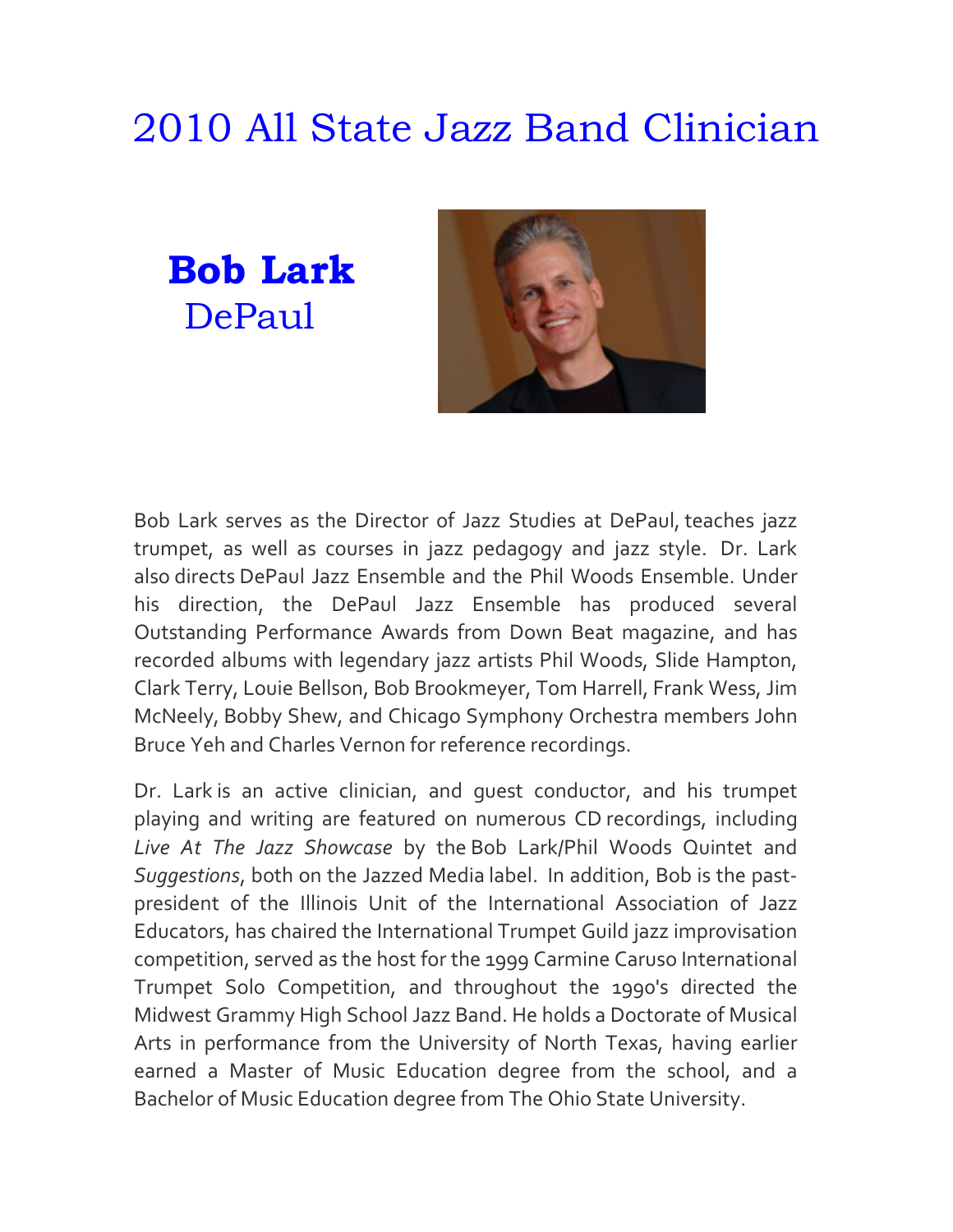# 2010 All State Jazz Band Clinician

**Bob Lark**
DePaul

Bob Lark serves as the Director of Jazz Studies at DePaul, teaches jazz trumpet, as well as courses in jazz pedagogy and jazz style. Dr. Lark also directs DePaul Jazz Ensemble and the Phil Woods Ensemble. Under his direction, the DePaul Jazz Ensemble has produced several Outstanding Performance Awards from Down Beat magazine, and has recorded albums with legendary jazz artists Phil Woods, Slide Hampton, Clark Terry, Louie Bellson, Bob Brookmeyer, Tom Harrell, Frank Wess, Jim McNeely, Bobby Shew, and Chicago Symphony Orchestra members John Bruce Yeh and Charles Vernon for reference recordings.

Dr. Lark is an active clinician, and guest conductor, and his trumpet playing and writing are featured on numerous CD recordings, including *Live At The Jazz Showcase* by the Bob Lark/Phil Woods Quintet and *Suggestions*, both on the Jazzed Media label. In addition, Bob is the past-president of the Illinois Unit of the International Association of Jazz Educators, has chaired the International Trumpet Guild jazz improvisation competition, served as the host for the 1999 Carmine Caruso International Trumpet Solo Competition, and throughout the 1990's directed the Midwest Grammy High School Jazz Band. He holds a Doctorate of Musical Arts in performance from the University of North Texas, having earlier earned a Master of Music Education degree from the school, and a Bachelor of Music Education degree from The Ohio State University.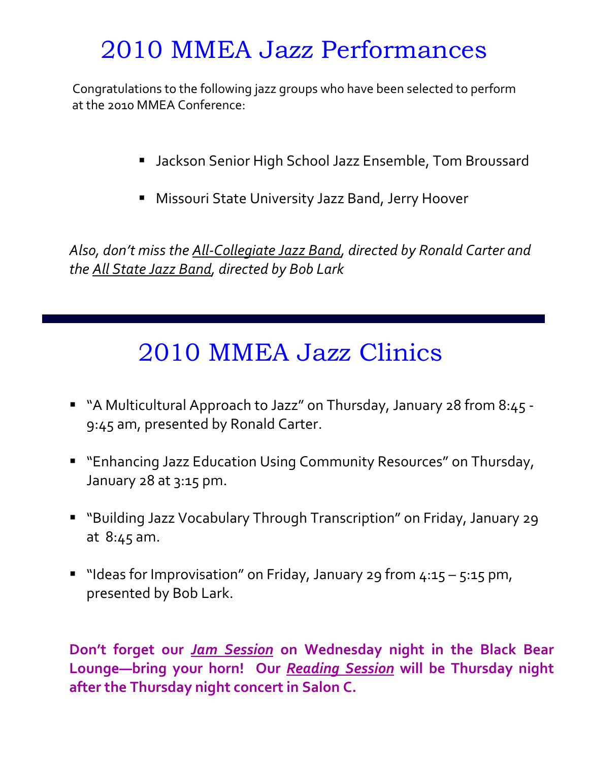# 2010 MMEA Jazz Performances

Congratulations to the following jazz groups who have been selected to perform at the 2010 MMEA Conference:

- Jackson Senior High School Jazz Ensemble, Tom Broussard
- Missouri State University Jazz Band, Jerry Hoover

*Also, don't miss the All-Collegiate Jazz Band, directed by Ronald Carter and the All State Jazz Band, directed by Bob Lark*

---

# 2010 MMEA Jazz Clinics

- "A Multicultural Approach to Jazz" on Thursday, January 28 from 8:45 - 9:45 am, presented by Ronald Carter.
- "Enhancing Jazz Education Using Community Resources" on Thursday, January 28 at 3:15 pm.
- "Building Jazz Vocabulary Through Transcription" on Friday, January 29 at 8:45 am.
- "Ideas for Improvisation" on Friday, January 29 from 4:15 – 5:15 pm, presented by Bob Lark.

**Don't forget our *Jam Session* on Wednesday night in the Black Bear Lounge—bring your horn! Our *Reading Session* will be Thursday night after the Thursday night concert in Salon C.**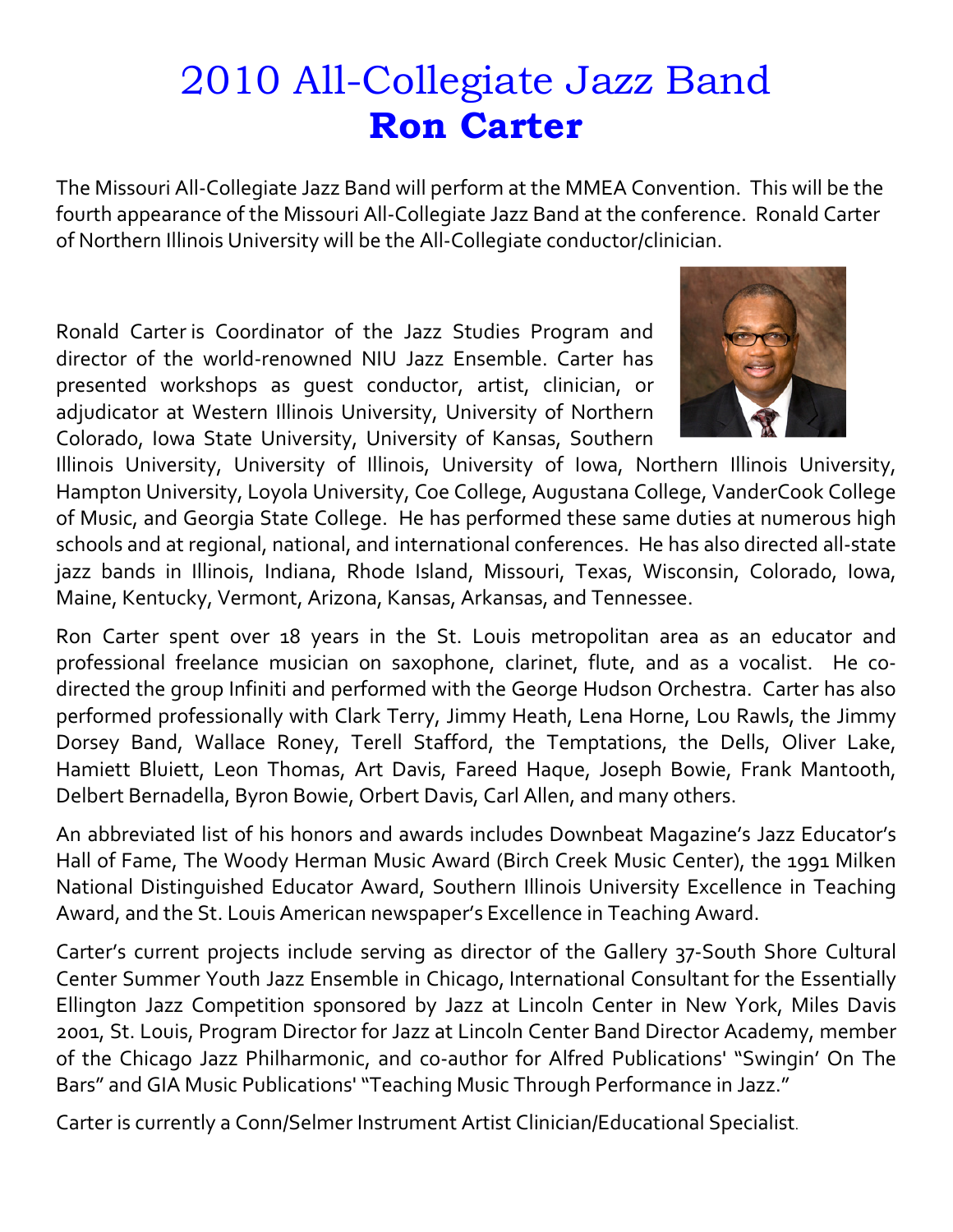# 2010 All-Collegiate Jazz Band
# **Ron Carter**

The Missouri All-Collegiate Jazz Band will perform at the MMEA Convention. This will be the fourth appearance of the Missouri All-Collegiate Jazz Band at the conference. Ronald Carter of Northern Illinois University will be the All-Collegiate conductor/clinician.

Ronald Carter is Coordinator of the Jazz Studies Program and director of the world-renowned NIU Jazz Ensemble. Carter has presented workshops as guest conductor, artist, clinician, or adjudicator at Western Illinois University, University of Northern Colorado, Iowa State University, University of Kansas, Southern Illinois University, University of Illinois, University of Iowa, Northern Illinois University, Hampton University, Loyola University, Coe College, Augustana College, VanderCook College of Music, and Georgia State College. He has performed these same duties at numerous high schools and at regional, national, and international conferences. He has also directed all-state jazz bands in Illinois, Indiana, Rhode Island, Missouri, Texas, Wisconsin, Colorado, Iowa, Maine, Kentucky, Vermont, Arizona, Kansas, Arkansas, and Tennessee.

Ron Carter spent over 18 years in the St. Louis metropolitan area as an educator and professional freelance musician on saxophone, clarinet, flute, and as a vocalist. He co-directed the group Infiniti and performed with the George Hudson Orchestra. Carter has also performed professionally with Clark Terry, Jimmy Heath, Lena Horne, Lou Rawls, the Jimmy Dorsey Band, Wallace Roney, Terell Stafford, the Temptations, the Dells, Oliver Lake, Hamiett Bluiett, Leon Thomas, Art Davis, Fareed Haque, Joseph Bowie, Frank Mantooth, Delbert Bernadella, Byron Bowie, Orbert Davis, Carl Allen, and many others.

An abbreviated list of his honors and awards includes Downbeat Magazine's Jazz Educator's Hall of Fame, The Woody Herman Music Award (Birch Creek Music Center), the 1991 Milken National Distinguished Educator Award, Southern Illinois University Excellence in Teaching Award, and the St. Louis American newspaper's Excellence in Teaching Award.

Carter's current projects include serving as director of the Gallery 37-South Shore Cultural Center Summer Youth Jazz Ensemble in Chicago, International Consultant for the Essentially Ellington Jazz Competition sponsored by Jazz at Lincoln Center in New York, Miles Davis 2001, St. Louis, Program Director for Jazz at Lincoln Center Band Director Academy, member of the Chicago Jazz Philharmonic, and co-author for Alfred Publications' "Swingin' On The Bars" and GIA Music Publications' "Teaching Music Through Performance in Jazz."

Carter is currently a Conn/Selmer Instrument Artist Clinician/Educational Specialist.